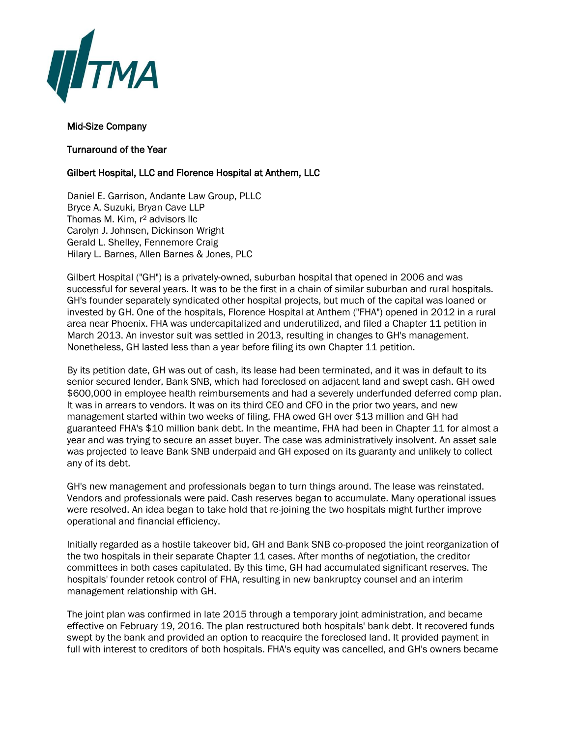TMA

Mid-Size Company

Turnaround of the Year

Gilbert Hospital, LLC and Florence Hospital at Anthem, LLC

Daniel E. Garrison, Andante Law Group, PLLC
Bryce A. Suzuki, Bryan Cave LLP
Thomas M. Kim, r² advisors llc
Carolyn J. Johnsen, Dickinson Wright
Gerald L. Shelley, Fennemore Craig
Hilary L. Barnes, Allen Barnes & Jones, PLC

Gilbert Hospital ("GH") is a privately-owned, suburban hospital that opened in 2006 and was successful for several years. It was to be the first in a chain of similar suburban and rural hospitals. GH's founder separately syndicated other hospital projects, but much of the capital was loaned or invested by GH. One of the hospitals, Florence Hospital at Anthem ("FHA") opened in 2012 in a rural area near Phoenix. FHA was undercapitalized and underutilized, and filed a Chapter 11 petition in March 2013. An investor suit was settled in 2013, resulting in changes to GH's management. Nonetheless, GH lasted less than a year before filing its own Chapter 11 petition.

By its petition date, GH was out of cash, its lease had been terminated, and it was in default to its senior secured lender, Bank SNB, which had foreclosed on adjacent land and swept cash. GH owed $600,000 in employee health reimbursements and had a severely underfunded deferred comp plan. It was in arrears to vendors. It was on its third CEO and CFO in the prior two years, and new management started within two weeks of filing. FHA owed GH over $13 million and GH had guaranteed FHA's $10 million bank debt. In the meantime, FHA had been in Chapter 11 for almost a year and was trying to secure an asset buyer. The case was administratively insolvent. An asset sale was projected to leave Bank SNB underpaid and GH exposed on its guaranty and unlikely to collect any of its debt.

GH's new management and professionals began to turn things around. The lease was reinstated. Vendors and professionals were paid. Cash reserves began to accumulate. Many operational issues were resolved. An idea began to take hold that re-joining the two hospitals might further improve operational and financial efficiency.

Initially regarded as a hostile takeover bid, GH and Bank SNB co-proposed the joint reorganization of the two hospitals in their separate Chapter 11 cases. After months of negotiation, the creditor committees in both cases capitulated. By this time, GH had accumulated significant reserves. The hospitals' founder retook control of FHA, resulting in new bankruptcy counsel and an interim management relationship with GH.

The joint plan was confirmed in late 2015 through a temporary joint administration, and became effective on February 19, 2016. The plan restructured both hospitals' bank debt. It recovered funds swept by the bank and provided an option to reacquire the foreclosed land. It provided payment in full with interest to creditors of both hospitals. FHA's equity was cancelled, and GH's owners became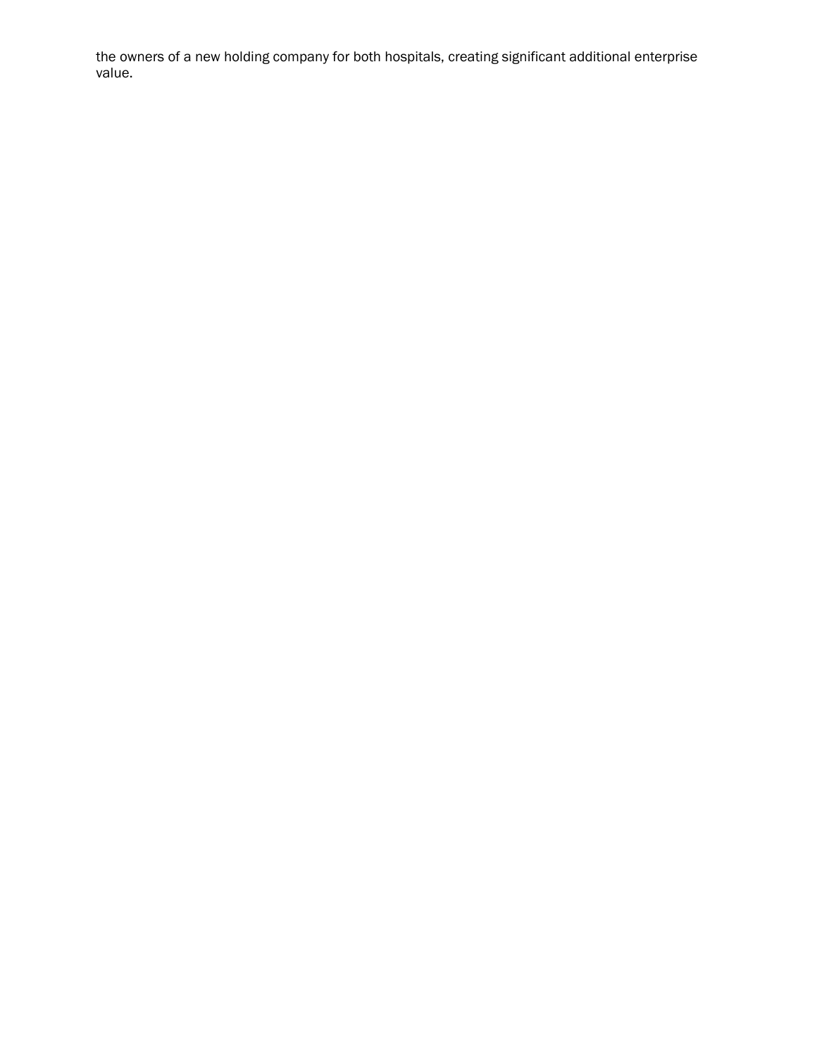the owners of a new holding company for both hospitals, creating significant additional enterprise value.